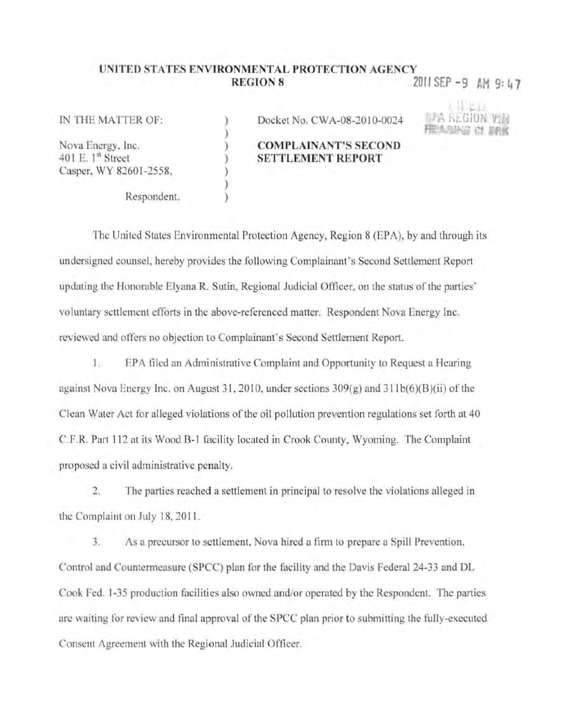**UNITED STATES ENVIRONMENTAL PROTECTION AGENCY**
**REGION 8**

2011 SEP -9 AM 9:47

FILED
EPA REGION VIII
HEARING CLERK

IN THE MATTER OF:

Nova Energy, Inc.
401 E. 1st Street
Casper, WY 82601-2558,

Respondent.

Docket No. CWA-08-2010-0024

**COMPLAINANT'S SECOND SETTLEMENT REPORT**

The United States Environmental Protection Agency, Region 8 (EPA), by and through its undersigned counsel, hereby provides the following Complainant's Second Settlement Report updating the Honorable Elyana R. Sutin, Regional Judicial Officer, on the status of the parties' voluntary settlement efforts in the above-referenced matter. Respondent Nova Energy Inc. reviewed and offers no objection to Complainant's Second Settlement Report.

1. EPA filed an Administrative Complaint and Opportunity to Request a Hearing against Nova Energy Inc. on August 31, 2010, under sections 309(g) and 311b(6)(B)(ii) of the Clean Water Act for alleged violations of the oil pollution prevention regulations set forth at 40 C.F.R. Part 112 at its Wood B-1 facility located in Crook County, Wyoming. The Complaint proposed a civil administrative penalty.

2. The parties reached a settlement in principal to resolve the violations alleged in the Complaint on July 18, 2011.

3. As a precursor to settlement, Nova hired a firm to prepare a Spill Prevention, Control and Countermeasure (SPCC) plan for the facility and the Davis Federal 24-33 and DL Cook Fed. 1-35 production facilities also owned and/or operated by the Respondent. The parties are waiting for review and final approval of the SPCC plan prior to submitting the fully-executed Consent Agreement with the Regional Judicial Officer.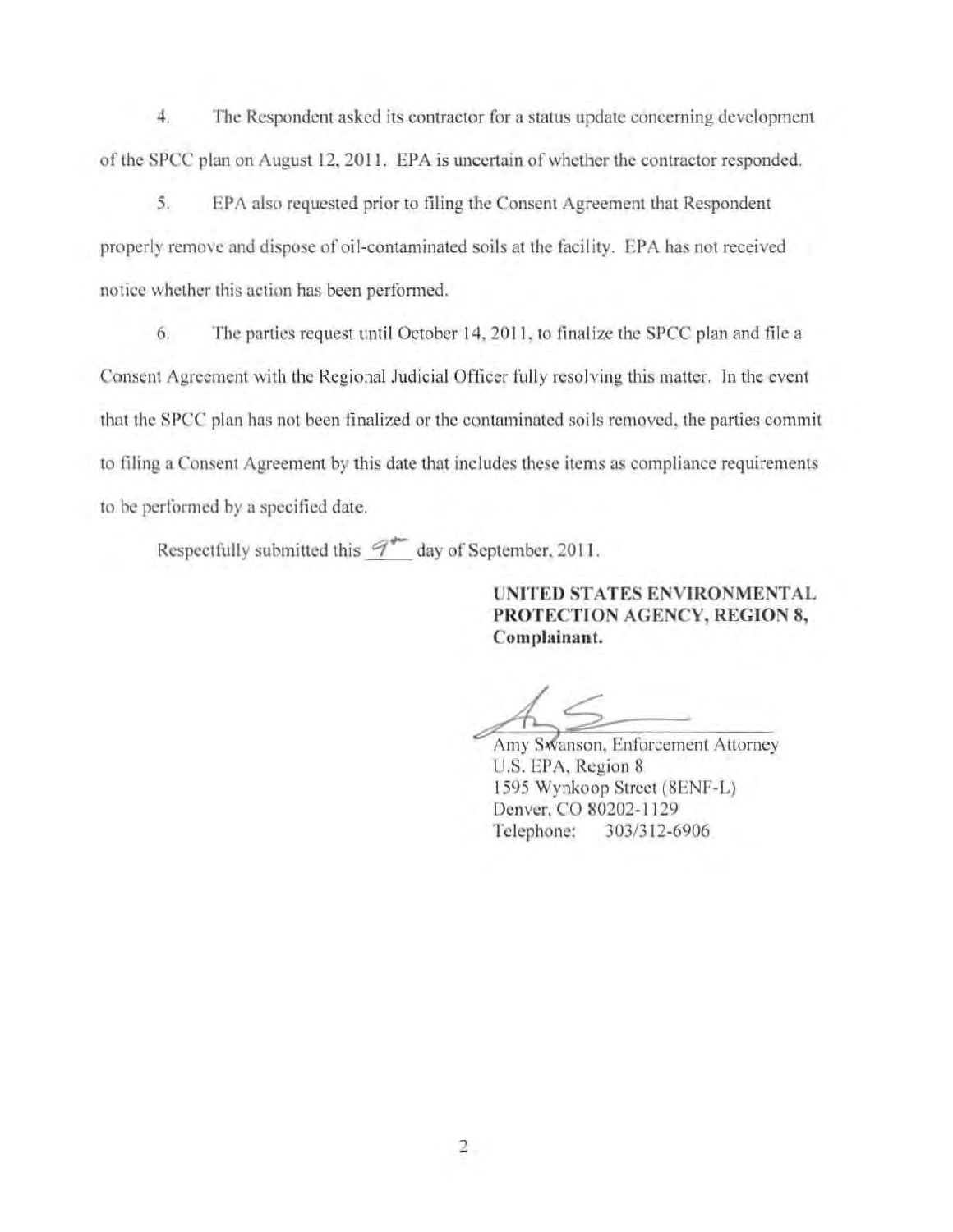4. The Respondent asked its contractor for a status update concerning development of the SPCC plan on August 12, 2011. EPA is uncertain of whether the contractor responded.

5. EPA also requested prior to filing the Consent Agreement that Respondent properly remove and dispose of oil-contaminated soils at the facility. EPA has not received notice whether this action has been performed.

6. The parties request until October 14, 2011, to finalize the SPCC plan and file a Consent Agreement with the Regional Judicial Officer fully resolving this matter. In the event that the SPCC plan has not been finalized or the contaminated soils removed, the parties commit to filing a Consent Agreement by this date that includes these items as compliance requirements to be performed by a specified date.

Respectfully submitted this 9th day of September, 2011.

**UNITED STATES ENVIRONMENTAL PROTECTION AGENCY, REGION 8, Complainant.**

Amy Swanson, Enforcement Attorney
U.S. EPA, Region 8
1595 Wynkoop Street (8ENF-L)
Denver, CO 80202-1129
Telephone: 303/312-6906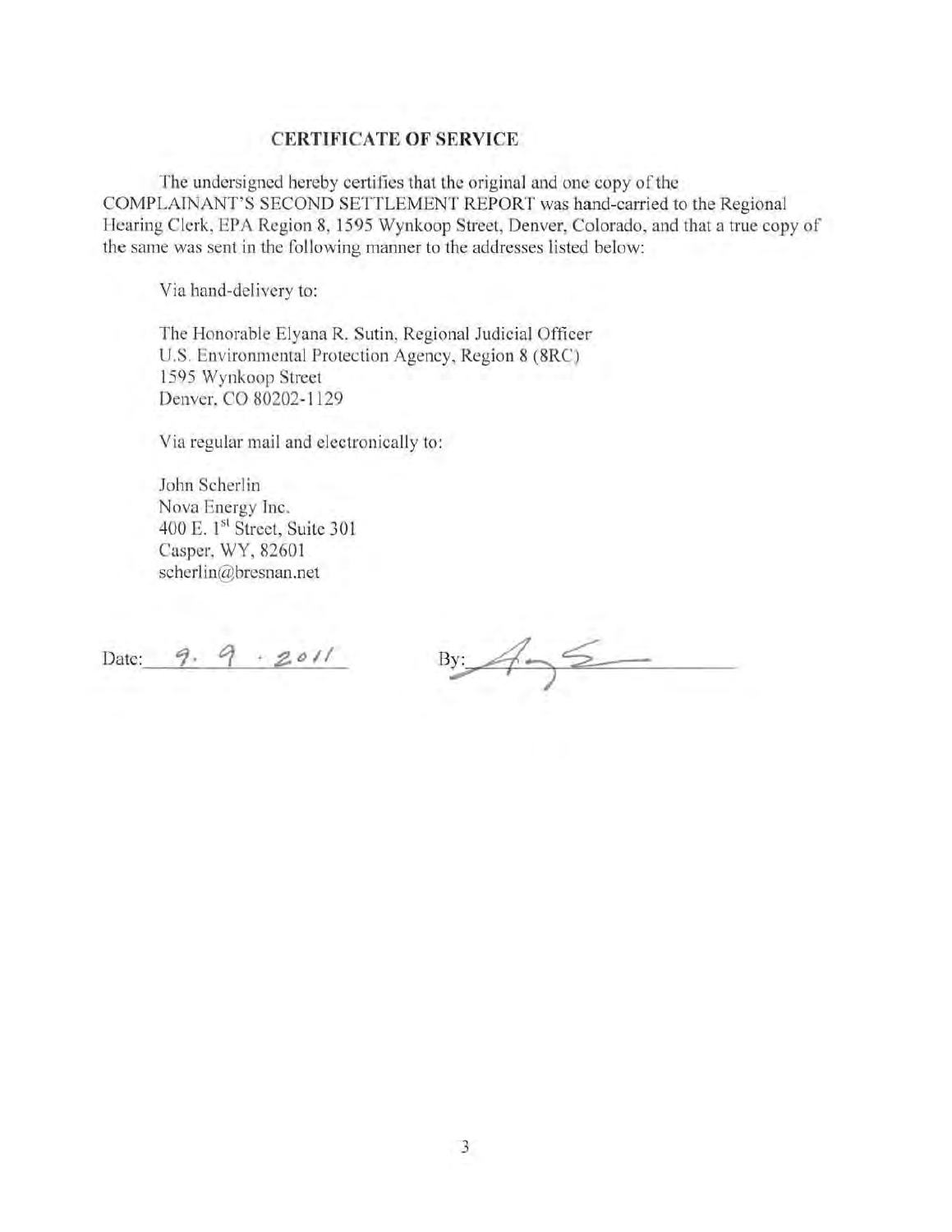## CERTIFICATE OF SERVICE

The undersigned hereby certifies that the original and one copy of the COMPLAINANT'S SECOND SETTLEMENT REPORT was hand-carried to the Regional Hearing Clerk, EPA Region 8, 1595 Wynkoop Street, Denver, Colorado, and that a true copy of the same was sent in the following manner to the addresses listed below:

Via hand-delivery to:

The Honorable Elyana R. Sutin, Regional Judicial Officer
U.S. Environmental Protection Agency, Region 8 (8RC)
1595 Wynkoop Street
Denver, CO 80202-1129

Via regular mail and electronically to:

John Scherlin
Nova Energy Inc.
400 E. 1st Street, Suite 301
Casper, WY, 82601
scherlin@bresnan.net

Date: 9. 9 . 2011

By: [signature]